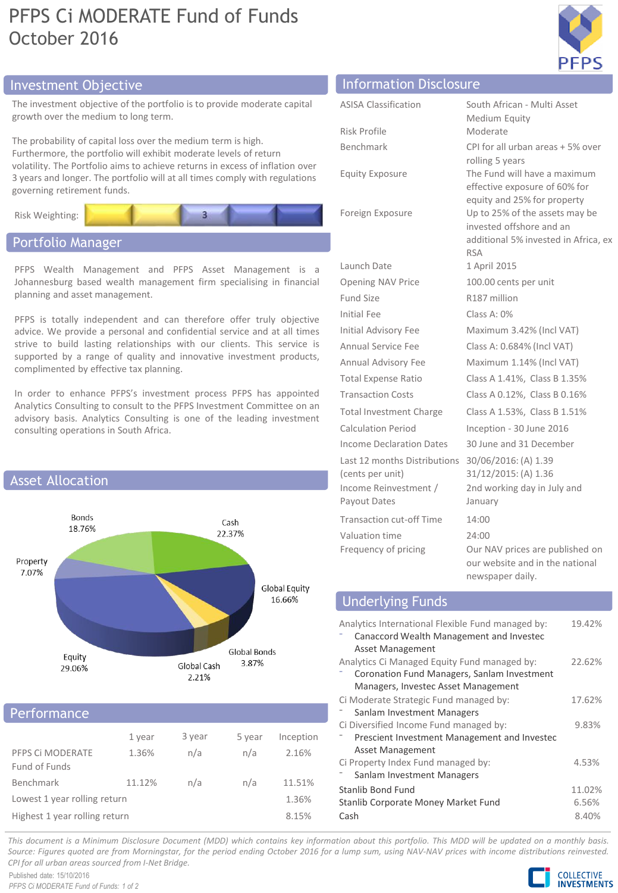# PFPS Ci MODERATE Fund of Funds
October 2016

## Investment Objective

The investment objective of the portfolio is to provide moderate capital growth over the medium to long term.

The probability of capital loss over the medium term is high. Furthermore, the portfolio will exhibit moderate levels of return volatility. The Portfolio aims to achieve returns in excess of inflation over 3 years and longer. The portfolio will at all times comply with regulations governing retirement funds.

Risk Weighting: 3

## Portfolio Manager

PFPS Wealth Management and PFPS Asset Management is a Johannesburg based wealth management firm specialising in financial planning and asset management.

PFPS is totally independent and can therefore offer truly objective advice. We provide a personal and confidential service and at all times strive to build lasting relationships with our clients. This service is supported by a range of quality and innovative investment products, complimented by effective tax planning.

In order to enhance PFPS's investment process PFPS has appointed Analytics Consulting to consult to the PFPS Investment Committee on an advisory basis. Analytics Consulting is one of the leading investment consulting operations in South Africa.

## Asset Allocation

| Asset | Allocation |
|---|---|
| Bonds | 18.76% |
| Cash | 22.37% |
| Property | 7.07% |
| Global Equity | 16.66% |
| Equity | 29.06% |
| Global Cash | 2.21% |
| Global Bonds | 3.87% |

## Performance

| | 1 year | 3 year | 5 year | Inception |
|---|---|---|---|---|
| PFPS Ci MODERATE Fund of Funds | 1.36% | n/a | n/a | 2.16% |
| Benchmark | 11.12% | n/a | n/a | 11.51% |
| Lowest 1 year rolling return | | | | 1.36% |
| Highest 1 year rolling return | | | | 8.15% |

## Information Disclosure

| | |
|---|---|
| ASISA Classification | South African - Multi Asset Medium Equity |
| Risk Profile | Moderate |
| Benchmark | CPI for all urban areas + 5% over rolling 5 years |
| Equity Exposure | The Fund will have a maximum effective exposure of 60% for equity and 25% for property |
| Foreign Exposure | Up to 25% of the assets may be invested offshore and an additional 5% invested in Africa, ex RSA |
| Launch Date | 1 April 2015 |
| Opening NAV Price | 100.00 cents per unit |
| Fund Size | R187 million |
| Initial Fee | Class A: 0% |
| Initial Advisory Fee | Maximum 3.42% (Incl VAT) |
| Annual Service Fee | Class A: 0.684% (Incl VAT) |
| Annual Advisory Fee | Maximum 1.14% (Incl VAT) |
| Total Expense Ratio | Class A 1.41%, Class B 1.35% |
| Transaction Costs | Class A 0.12%, Class B 0.16% |
| Total Investment Charge | Class A 1.53%, Class B 1.51% |
| Calculation Period | Inception - 30 June 2016 |
| Income Declaration Dates | 30 June and 31 December |
| Last 12 months Distributions (cents per unit) | 30/06/2016: (A) 1.39<br>31/12/2015: (A) 1.36 |
| Income Reinvestment / Payout Dates | 2nd working day in July and January |
| Transaction cut-off Time | 14:00 |
| Valuation time | 24:00 |
| Frequency of pricing | Our NAV prices are published on our website and in the national newspaper daily. |

## Underlying Funds

| Fund | Weight |
|---|---|
| Analytics International Flexible Fund managed by:<br>- Canaccord Wealth Management and Investec Asset Management | 19.42% |
| Analytics Ci Managed Equity Fund managed by:<br>- Coronation Fund Managers, Sanlam Investment Managers, Investec Asset Management | 22.62% |
| Ci Moderate Strategic Fund managed by:<br>- Sanlam Investment Managers | 17.62% |
| Ci Diversified Income Fund managed by:<br>- Prescient Investment Management and Investec Asset Management | 9.83% |
| Ci Property Index Fund managed by:<br>- Sanlam Investment Managers | 4.53% |
| Stanlib Bond Fund | 11.02% |
| Stanlib Corporate Money Market Fund | 6.56% |
| Cash | 8.40% |

*This document is a Minimum Disclosure Document (MDD) which contains key information about this portfolio. This MDD will be updated on a monthly basis. Source: Figures quoted are from Morningstar, for the period ending October 2016 for a lump sum, using NAV-NAV prices with income distributions reinvested. CPI for all urban areas sourced from I-Net Bridge.*

Published date: 15/10/2016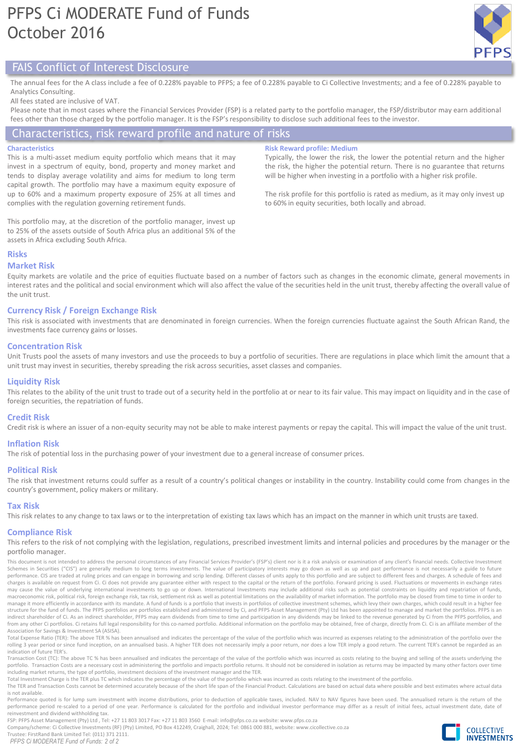# PFPS Ci MODERATE Fund of Funds
# October 2016

## FAIS Conflict of Interest Disclosure

The annual fees for the A class include a fee of 0.228% payable to PFPS; a fee of 0.228% payable to Ci Collective Investments; and a fee of 0.228% payable to Analytics Consulting.

All fees stated are inclusive of VAT.

Please note that in most cases where the Financial Services Provider (FSP) is a related party to the portfolio manager, the FSP/distributor may earn additional fees other than those charged by the portfolio manager. It is the FSP's responsibility to disclose such additional fees to the investor.

## Characteristics, risk reward profile and nature of risks

### Characteristics

This is a multi-asset medium equity portfolio which means that it may invest in a spectrum of equity, bond, property and money market and tends to display average volatility and aims for medium to long term capital growth. The portfolio may have a maximum equity exposure of up to 60% and a maximum property exposure of 25% at all times and complies with the regulation governing retirement funds.

This portfolio may, at the discretion of the portfolio manager, invest up to 25% of the assets outside of South Africa plus an additional 5% of the assets in Africa excluding South Africa.

### Risk Reward profile: Medium

Typically, the lower the risk, the lower the potential return and the higher the risk, the higher the potential return. There is no guarantee that returns will be higher when investing in a portfolio with a higher risk profile.

The risk profile for this portfolio is rated as medium, as it may only invest up to 60% in equity securities, both locally and abroad.

### Risks

#### Market Risk

Equity markets are volatile and the price of equities fluctuate based on a number of factors such as changes in the economic climate, general movements in interest rates and the political and social environment which will also affect the value of the securities held in the unit trust, thereby affecting the overall value of the unit trust.

#### Currency Risk / Foreign Exchange Risk

This risk is associated with investments that are denominated in foreign currencies. When the foreign currencies fluctuate against the South African Rand, the investments face currency gains or losses.

#### Concentration Risk

Unit Trusts pool the assets of many investors and use the proceeds to buy a portfolio of securities. There are regulations in place which limit the amount that a unit trust may invest in securities, thereby spreading the risk across securities, asset classes and companies.

#### Liquidity Risk

This relates to the ability of the unit trust to trade out of a security held in the portfolio at or near to its fair value. This may impact on liquidity and in the case of foreign securities, the repatriation of funds.

#### Credit Risk

Credit risk is where an issuer of a non-equity security may not be able to make interest payments or repay the capital. This will impact the value of the unit trust.

#### Inflation Risk

The risk of potential loss in the purchasing power of your investment due to a general increase of consumer prices.

#### Political Risk

The risk that investment returns could suffer as a result of a country's political changes or instability in the country. Instability could come from changes in the country's government, policy makers or military.

#### Tax Risk

This risk relates to any change to tax laws or to the interpretation of existing tax laws which has an impact on the manner in which unit trusts are taxed.

#### Compliance Risk

This refers to the risk of not complying with the legislation, regulations, prescribed investment limits and internal policies and procedures by the manager or the portfolio manager.

This document is not intended to address the personal circumstances of any Financial Services Provider's (FSP's) client nor is it a risk analysis or examination of any client's financial needs. Collective Investment Schemes in Securities ("CIS") are generally medium to long terms investments. The value of participatory interests may go down as well as up and past performance is not necessarily a guide to future performance. CIS are traded at ruling prices and can engage in borrowing and scrip lending. Different classes of units apply to this portfolio and are subject to different fees and charges. A schedule of fees and charges is available on request from Ci. Ci does not provide any guarantee either with respect to the capital or the return of the portfolio. Forward pricing is used. Fluctuations or movements in exchange rates may cause the value of underlying international investments to go up or down. International Investments may include additional risks such as potential constraints on liquidity and repatriation of funds, macroeconomic risk, political risk, foreign exchange risk, tax risk, settlement risk as well as potential limitations on the availability of market information. The portfolio may be closed from time to time in order to manage it more efficiently in accordance with its mandate. A fund of funds is a portfolio that invests in portfolios of collective investment schemes, which levy their own charges, which could result in a higher fee structure for the fund of funds. The PFPS portfolios are portfolios established and administered by Ci, and PFPS Asset Management (Pty) Ltd has been appointed to manage and market the portfolios. PFPS is an indirect shareholder of Ci. As an indirect shareholder, PFPS may earn dividends from time to time and participation in any dividends may be linked to the revenue generated by Ci from the PFPS portfolios, and from any other Ci portfolios. Ci retains full legal responsibility for this co-named portfolio. Additional information on the portfolio may be obtained, free of charge, directly from Ci. Ci is an affiliate member of the Association for Savings & Investment SA (ASISA).

Total Expense Ratio (TER): The above TER % has been annualised and indicates the percentage of the value of the portfolio which was incurred as expenses relating to the administration of the portfolio over the rolling 3 year period or since fund inception, on an annualised basis. A higher TER does not necessarily imply a poor return, nor does a low TER imply a good return. The current TER's cannot be regarded as an indication of future TER's.

Transaction Cost (TC): The above TC % has been annualised and indicates the percentage of the value of the portfolio which was incurred as costs relating to the buying and selling of the assets underlying the portfolio. Transaction Costs are a necessary cost in administering the portfolio and impacts portfolio returns. It should not be considered in isolation as returns may be impacted by many other factors over time including market returns, the type of portfolio, investment decisions of the investment manager and the TER.

Total Investment Charge is the TER plus TC which indicates the percentage of the value of the portfolio which was incurred as costs relating to the investment of the portfolio.

The TER and Transaction Costs cannot be determined accurately because of the short life span of the Financial Product. Calculations are based on actual data where possible and best estimates where actual data is not available.

Performance quoted is for lump sum investment with income distributions, prior to deduction of applicable taxes, included. NAV to NAV figures have been used. The annualised return is the return of the performance period re-scaled to a period of one year. Performance is calculated for the portfolio and individual investor performance may differ as a result of initial fees, actual investment date, date of reinvestment and dividend withholding tax.

FSP: PFPS Asset Management (Pty) Ltd , Tel: +27 11 803 3017 Fax: +27 11 803 3560 E-mail: info@pfps.co.za website: www.pfps.co.za

Company/scheme: Ci Collective Investments (RF) (Pty) Limited, PO Box 412249, Craighall, 2024; Tel: 0861 000 881, website: www.cicollective.co.za

Trustee: FirstRand Bank Limited Tel: (011) 371 2111.